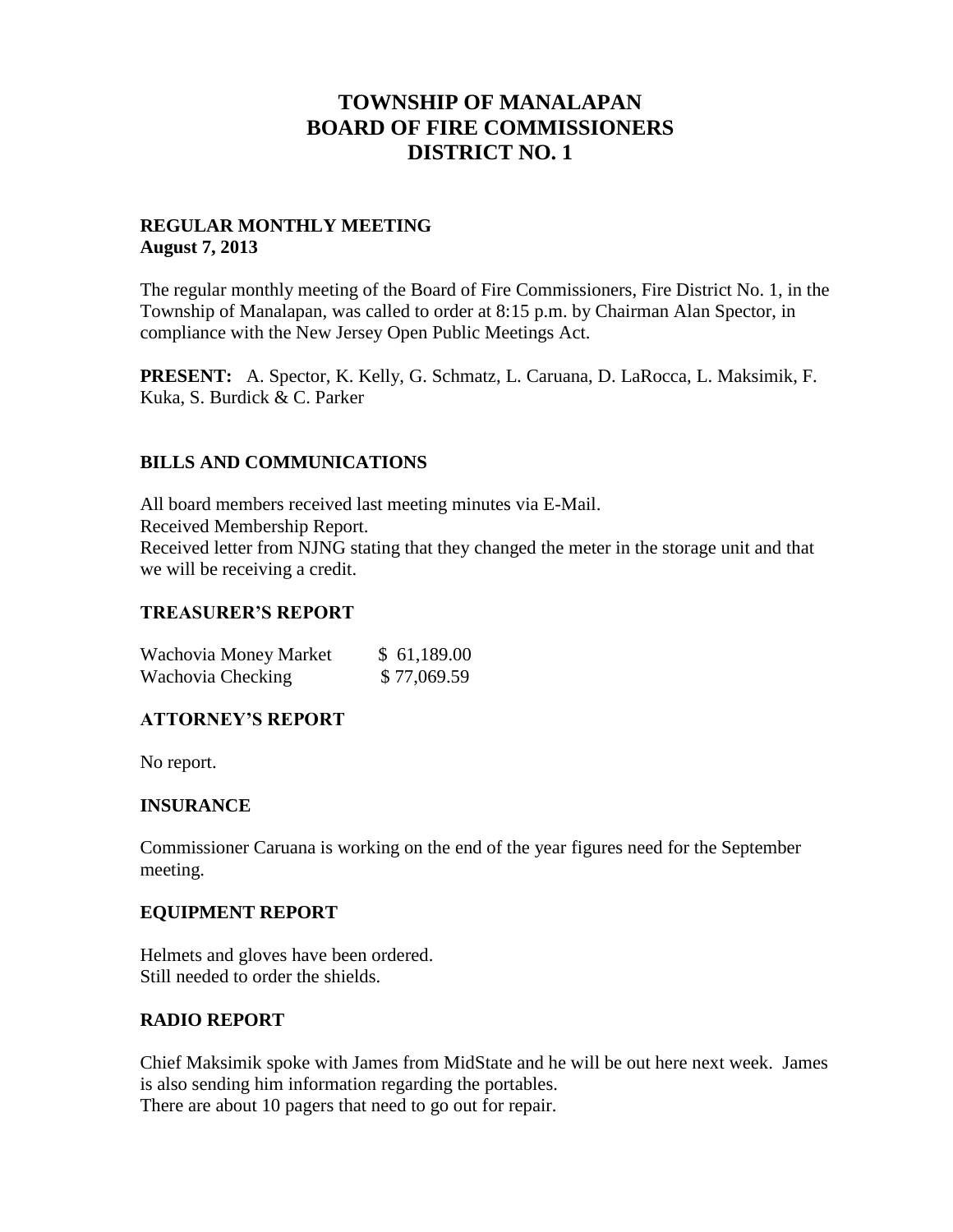# TOWNSHIP OF MANALAPAN
# BOARD OF FIRE COMMISSIONERS
# DISTRICT NO. 1

**REGULAR MONTHLY MEETING**
**August 7, 2013**

The regular monthly meeting of the Board of Fire Commissioners, Fire District No. 1, in the Township of Manalapan, was called to order at 8:15 p.m. by Chairman Alan Spector, in compliance with the New Jersey Open Public Meetings Act.

**PRESENT:** A. Spector, K. Kelly, G. Schmatz, L. Caruana, D. LaRocca, L. Maksimik, F. Kuka, S. Burdick & C. Parker

## BILLS AND COMMUNICATIONS

All board members received last meeting minutes via E-Mail.
Received Membership Report.
Received letter from NJNG stating that they changed the meter in the storage unit and that we will be receiving a credit.

## TREASURER'S REPORT

| | |
|---|---|
| Wachovia Money Market | $ 61,189.00 |
| Wachovia Checking | $ 77,069.59 |

## ATTORNEY'S REPORT

No report.

## INSURANCE

Commissioner Caruana is working on the end of the year figures need for the September meeting.

## EQUIPMENT REPORT

Helmets and gloves have been ordered.
Still needed to order the shields.

## RADIO REPORT

Chief Maksimik spoke with James from MidState and he will be out here next week. James is also sending him information regarding the portables.
There are about 10 pagers that need to go out for repair.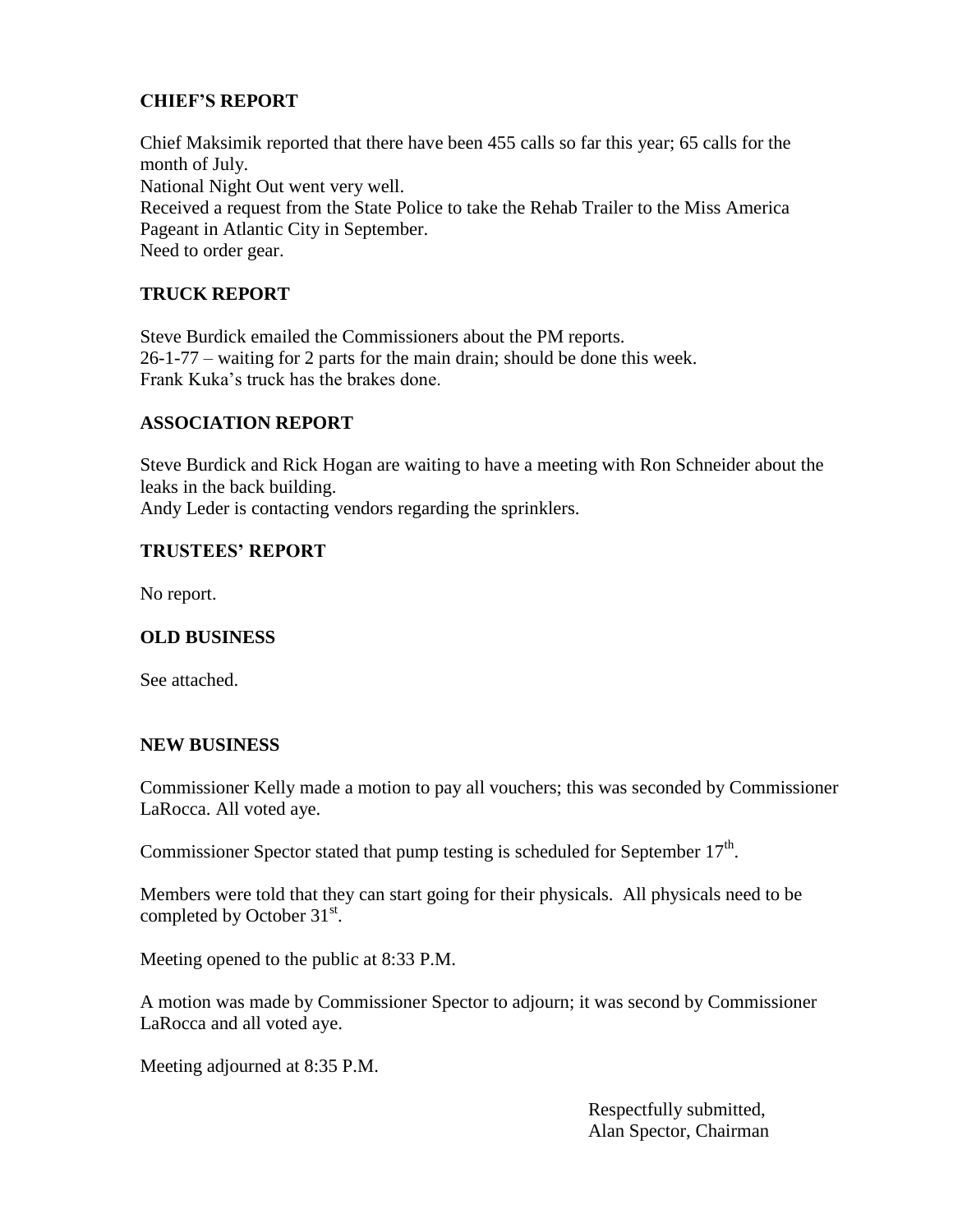**CHIEF'S REPORT**

Chief Maksimik reported that there have been 455 calls so far this year; 65 calls for the month of July.
National Night Out went very well.
Received a request from the State Police to take the Rehab Trailer to the Miss America Pageant in Atlantic City in September.
Need to order gear.

**TRUCK REPORT**

Steve Burdick emailed the Commissioners about the PM reports.
26-1-77 – waiting for 2 parts for the main drain; should be done this week.
Frank Kuka's truck has the brakes done.

**ASSOCIATION REPORT**

Steve Burdick and Rick Hogan are waiting to have a meeting with Ron Schneider about the leaks in the back building.
Andy Leder is contacting vendors regarding the sprinklers.

**TRUSTEES' REPORT**

No report.

**OLD BUSINESS**

See attached.

**NEW BUSINESS**

Commissioner Kelly made a motion to pay all vouchers; this was seconded by Commissioner LaRocca. All voted aye.

Commissioner Spector stated that pump testing is scheduled for September 17th.

Members were told that they can start going for their physicals. All physicals need to be completed by October 31st.

Meeting opened to the public at 8:33 P.M.

A motion was made by Commissioner Spector to adjourn; it was second by Commissioner LaRocca and all voted aye.

Meeting adjourned at 8:35 P.M.

Respectfully submitted,
Alan Spector, Chairman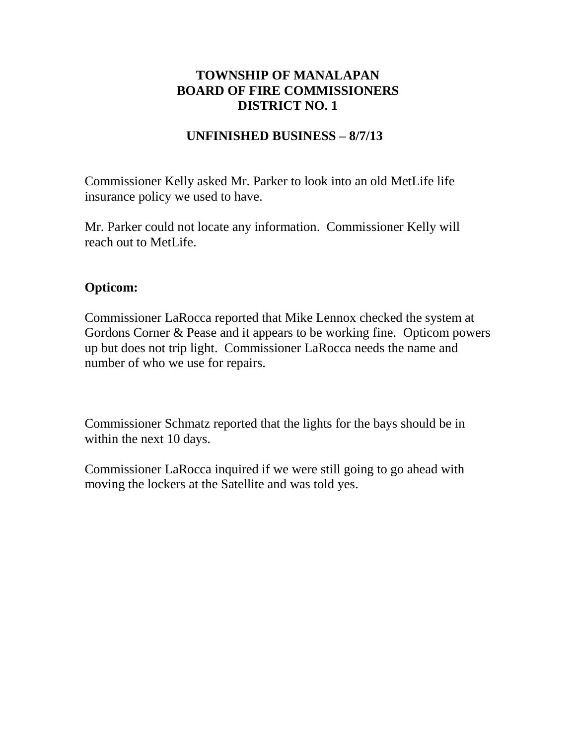# TOWNSHIP OF MANALAPAN
# BOARD OF FIRE COMMISSIONERS
# DISTRICT NO. 1

## UNFINISHED BUSINESS – 8/7/13

Commissioner Kelly asked Mr. Parker to look into an old MetLife life insurance policy we used to have.

Mr. Parker could not locate any information. Commissioner Kelly will reach out to MetLife.

**Opticom:**

Commissioner LaRocca reported that Mike Lennox checked the system at Gordons Corner & Pease and it appears to be working fine. Opticom powers up but does not trip light. Commissioner LaRocca needs the name and number of who we use for repairs.

Commissioner Schmatz reported that the lights for the bays should be in within the next 10 days.

Commissioner LaRocca inquired if we were still going to go ahead with moving the lockers at the Satellite and was told yes.